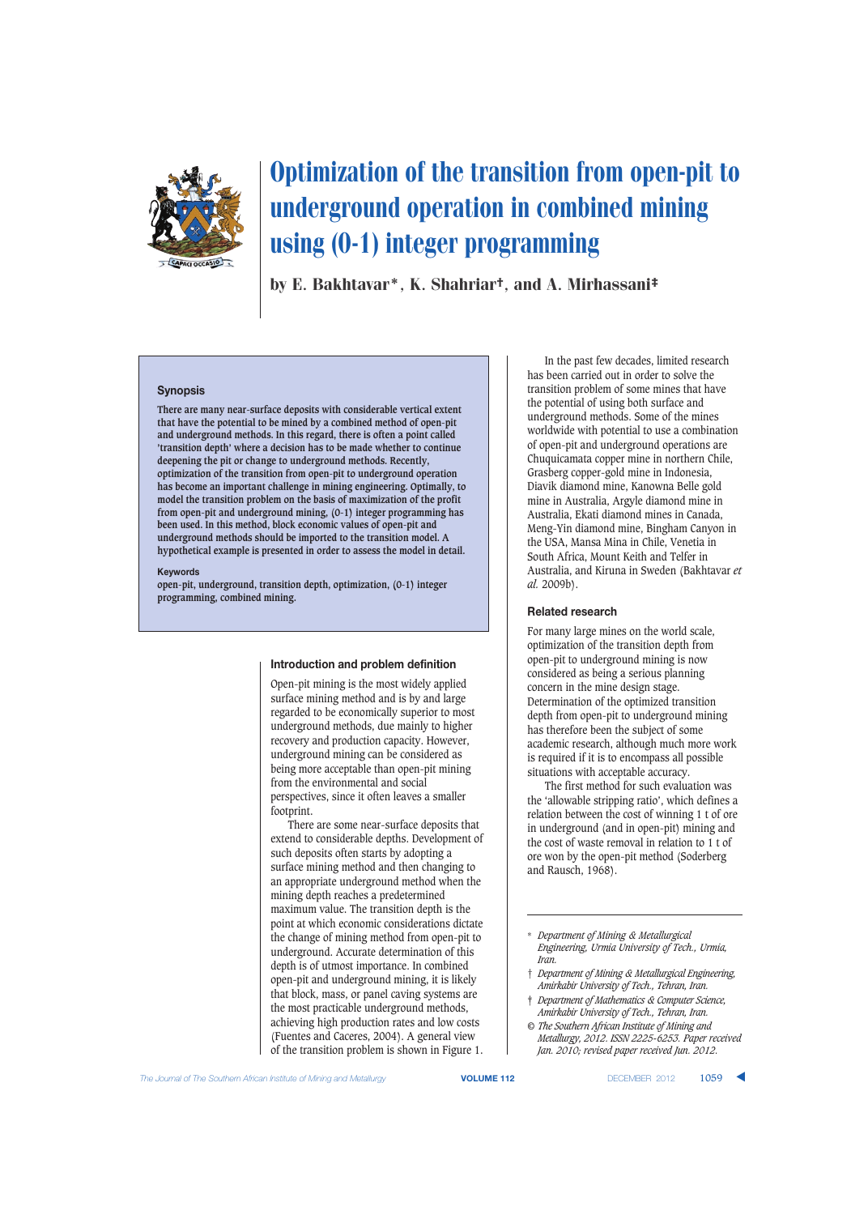# Optimization of the transition from open-pit to underground operation in combined mining using (0-1) integer programming

by E. Bakhtavar*, K. Shahriar†, and A. Mirhassani‡

## Synopsis

There are many near-surface deposits with considerable vertical extent that have the potential to be mined by a combined method of open-pit and underground methods. In this regard, there is often a point called 'transition depth' where a decision has to be made whether to continue deepening the pit or change to underground methods. Recently, optimization of the transition from open-pit to underground operation has become an important challenge in mining engineering. Optimally, to model the transition problem on the basis of maximization of the profit from open-pit and underground mining, (0-1) integer programming has been used. In this method, block economic values of open-pit and underground methods should be imported to the transition model. A hypothetical example is presented in order to assess the model in detail.

### Keywords

open-pit, underground, transition depth, optimization, (0-1) integer programming, combined mining.

## Introduction and problem definition

Open-pit mining is the most widely applied surface mining method and is by and large regarded to be economically superior to most underground methods, due mainly to higher recovery and production capacity. However, underground mining can be considered as being more acceptable than open-pit mining from the environmental and social perspectives, since it often leaves a smaller footprint.

There are some near-surface deposits that extend to considerable depths. Development of such deposits often starts by adopting a surface mining method and then changing to an appropriate underground method when the mining depth reaches a predetermined maximum value. The transition depth is the point at which economic considerations dictate the change of mining method from open-pit to underground. Accurate determination of this depth is of utmost importance. In combined open-pit and underground mining, it is likely that block, mass, or panel caving systems are the most practicable underground methods, achieving high production rates and low costs (Fuentes and Caceres, 2004). A general view of the transition problem is shown in Figure 1.

In the past few decades, limited research has been carried out in order to solve the transition problem of some mines that have the potential of using both surface and underground methods. Some of the mines worldwide with potential to use a combination of open-pit and underground operations are Chuquicamata copper mine in northern Chile, Grasberg copper-gold mine in Indonesia, Diavik diamond mine, Kanowna Belle gold mine in Australia, Argyle diamond mine in Australia, Ekati diamond mines in Canada, Meng-Yin diamond mine, Bingham Canyon in the USA, Mansa Mina in Chile, Venetia in South Africa, Mount Keith and Telfer in Australia, and Kiruna in Sweden (Bakhtavar *et al.* 2009b).

## Related research

For many large mines on the world scale, optimization of the transition depth from open-pit to underground mining is now considered as being a serious planning concern in the mine design stage. Determination of the optimized transition depth from open-pit to underground mining has therefore been the subject of some academic research, although much more work is required if it is to encompass all possible situations with acceptable accuracy.

The first method for such evaluation was the 'allowable stripping ratio', which defines a relation between the cost of winning 1 t of ore in underground (and in open-pit) mining and the cost of waste removal in relation to 1 t of ore won by the open-pit method (Soderberg and Rausch, 1968).

---

\* *Department of Mining & Metallurgical Engineering, Urmia University of Tech., Urmia, Iran.*

† *Department of Mining & Metallurgical Engineering, Amirkabir University of Tech., Tehran, Iran.*

‡ *Department of Mathematics & Computer Science, Amirkabir University of Tech., Tehran, Iran.*

© *The Southern African Institute of Mining and Metallurgy, 2012. ISSN 2225-6253. Paper received Jan. 2010; revised paper received Jun. 2012.*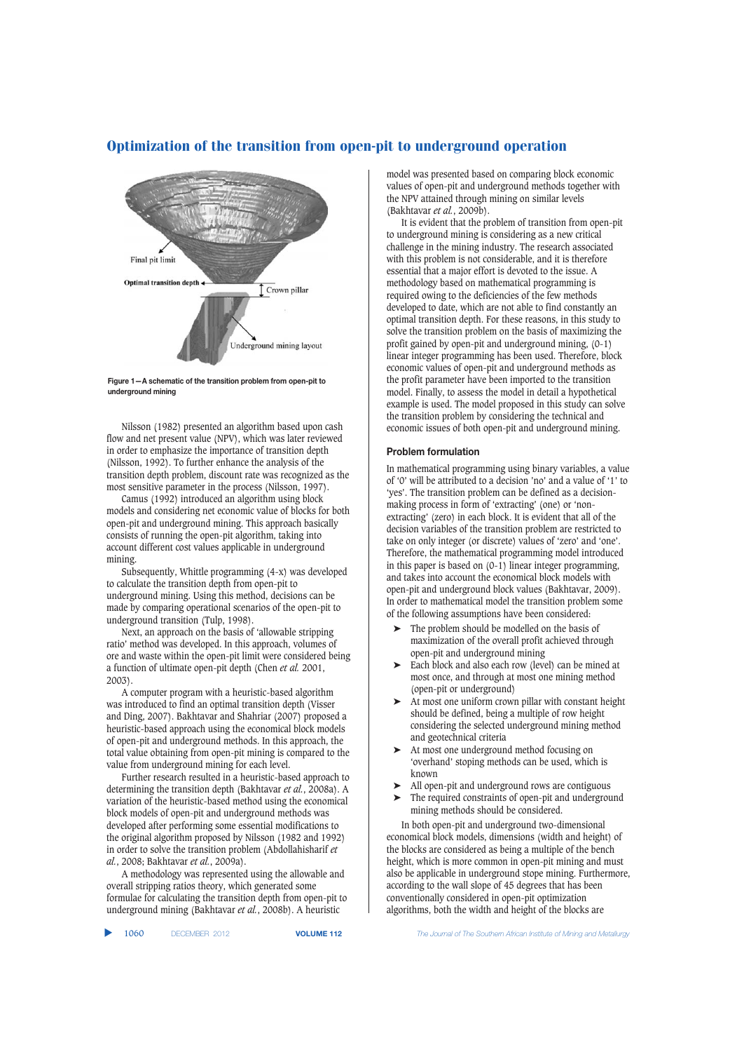Figure 1—A schematic of the transition problem from open-pit to underground mining

Nilsson (1982) presented an algorithm based upon cash flow and net present value (NPV), which was later reviewed in order to emphasize the importance of transition depth (Nilsson, 1992). To further enhance the analysis of the transition depth problem, discount rate was recognized as the most sensitive parameter in the process (Nilsson, 1997).

Camus (1992) introduced an algorithm using block models and considering net economic value of blocks for both open-pit and underground mining. This approach basically consists of running the open-pit algorithm, taking into account different cost values applicable in underground mining.

Subsequently, Whittle programming (4-x) was developed to calculate the transition depth from open-pit to underground mining. Using this method, decisions can be made by comparing operational scenarios of the open-pit to underground transition (Tulp, 1998).

Next, an approach on the basis of 'allowable stripping ratio' method was developed. In this approach, volumes of ore and waste within the open-pit limit were considered being a function of ultimate open-pit depth (Chen *et al.* 2001, 2003).

A computer program with a heuristic-based algorithm was introduced to find an optimal transition depth (Visser and Ding, 2007). Bakhtavar and Shahriar (2007) proposed a heuristic-based approach using the economical block models of open-pit and underground methods. In this approach, the total value obtaining from open-pit mining is compared to the value from underground mining for each level.

Further research resulted in a heuristic-based approach to determining the transition depth (Bakhtavar *et al.*, 2008a). A variation of the heuristic-based method using the economical block models of open-pit and underground methods was developed after performing some essential modifications to the original algorithm proposed by Nilsson (1982 and 1992) in order to solve the transition problem (Abdollahisharif *et al.*, 2008; Bakhtavar *et al.*, 2009a).

A methodology was represented using the allowable and overall stripping ratios theory, which generated some formulae for calculating the transition depth from open-pit to underground mining (Bakhtavar *et al.*, 2008b). A heuristic model was presented based on comparing block economic values of open-pit and underground methods together with the NPV attained through mining on similar levels (Bakhtavar *et al.*, 2009b).

It is evident that the problem of transition from open-pit to underground mining is considering as a new critical challenge in the mining industry. The research associated with this problem is not considerable, and it is therefore essential that a major effort is devoted to the issue. A methodology based on mathematical programming is required owing to the deficiencies of the few methods developed to date, which are not able to find constantly an optimal transition depth. For these reasons, in this study to solve the transition problem on the basis of maximizing the profit gained by open-pit and underground mining, (0-1) linear integer programming has been used. Therefore, block economic values of open-pit and underground methods as the profit parameter have been imported to the transition model. Finally, to assess the model in detail a hypothetical example is used. The model proposed in this study can solve the transition problem by considering the technical and economic issues of both open-pit and underground mining.

## Problem formulation

In mathematical programming using binary variables, a value of '0' will be attributed to a decision 'no' and a value of '1' to 'yes'. The transition problem can be defined as a decision-making process in form of 'extracting' (one) or 'non-extracting' (zero) in each block. It is evident that all of the decision variables of the transition problem are restricted to take on only integer (or discrete) values of 'zero' and 'one'. Therefore, the mathematical programming model introduced in this paper is based on (0-1) linear integer programming, and takes into account the economical block models with open-pit and underground block values (Bakhtavar, 2009). In order to mathematical model the transition problem some of the following assumptions have been considered:

- The problem should be modelled on the basis of maximization of the overall profit achieved through open-pit and underground mining
- Each block and also each row (level) can be mined at most once, and through at most one mining method (open-pit or underground)
- At most one uniform crown pillar with constant height should be defined, being a multiple of row height considering the selected underground mining method and geotechnical criteria
- At most one underground method focusing on 'overhand' stoping methods can be used, which is known
- All open-pit and underground rows are contiguous
- The required constraints of open-pit and underground mining methods should be considered.

In both open-pit and underground two-dimensional economical block models, dimensions (width and height) of the blocks are considered as being a multiple of the bench height, which is more common in open-pit mining and must also be applicable in underground stope mining. Furthermore, according to the wall slope of 45 degrees that has been conventionally considered in open-pit optimization algorithms, both the width and height of the blocks are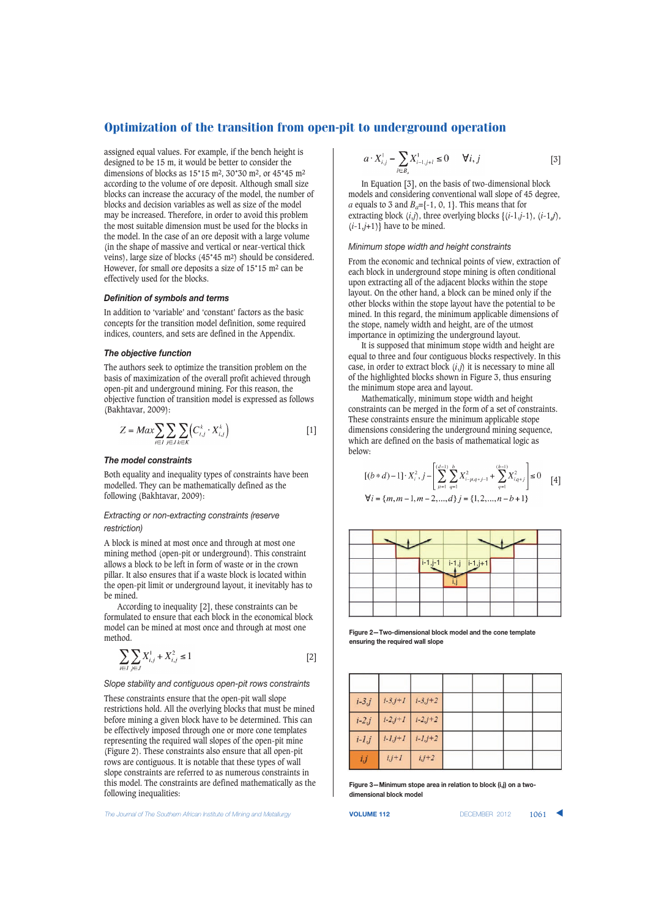assigned equal values. For example, if the bench height is designed to be 15 m, it would be better to consider the dimensions of blocks as 15*15 m², 30*30 m², or 45*45 m² according to the volume of ore deposit. Although small size blocks can increase the accuracy of the model, the number of blocks and decision variables as well as size of the model may be increased. Therefore, in order to avoid this problem the most suitable dimension must be used for the blocks in the model. In the case of an ore deposit with a large volume (in the shape of massive and vertical or near-vertical thick veins), large size of blocks (45*45 m²) should be considered. However, for small ore deposits a size of 15*15 m² can be effectively used for the blocks.

### Definition of symbols and terms

In addition to 'variable' and 'constant' factors as the basic concepts for the transition model definition, some required indices, counters, and sets are defined in the Appendix.

### The objective function

The authors seek to optimize the transition problem on the basis of maximization of the overall profit achieved through open-pit and underground mining. For this reason, the objective function of transition model is expressed as follows (Bakhtavar, 2009):

$$Z = Max \sum_{i \in I} \sum_{j \in J} \sum_{k \in K} \left( C_{i,j}^{k} \cdot X_{i,j}^{k} \right) \qquad [1]$$

### The model constraints

Both equality and inequality types of constraints have been modelled. They can be mathematically defined as the following (Bakhtavar, 2009):

*Extracting or non-extracting constraints (reserve restriction)*

A block is mined at most once and through at most one mining method (open-pit or underground). This constraint allows a block to be left in form of waste or in the crown pillar. It also ensures that if a waste block is located within the open-pit limit or underground layout, it inevitably has to be mined.

According to inequality [2], these constraints can be formulated to ensure that each block in the economical block model can be mined at most once and through at most one method.

$$\sum_{i \in I} \sum_{j \in J} X_{i,j}^{1} + X_{i,j}^{2} \leq 1 \qquad [2]$$

*Slope stability and contiguous open-pit rows constraints*

These constraints ensure that the open-pit wall slope restrictions hold. All the overlying blocks that must be mined before mining a given block have to be determined. This can be effectively imposed through one or more cone templates representing the required wall slopes of the open-pit mine (Figure 2). These constraints also ensure that all open-pit rows are contiguous. It is notable that these types of wall slope constraints are referred to as numerous constraints in this model. The constraints are defined mathematically as the following inequalities:

$$a \cdot X_{i,j}^{1} - \sum_{l \in B_a} X_{i-1,j+l}^{1} \leq 0 \qquad \forall i,j \qquad [3]$$

In Equation [3], on the basis of two-dimensional block models and considering conventional wall slope of 45 degree, $a$ equals to 3 and $B_a$={-1, 0, 1}. This means that for extracting block $(i,j)$, three overlying blocks $\{(i\text{-}1,j\text{-}1), (i\text{-}1,j), (i\text{-}1,j+1)\}$ have to be mined.

*Minimum stope width and height constraints*

From the economic and technical points of view, extraction of each block in underground stope mining is often conditional upon extracting all of the adjacent blocks within the stope layout. On the other hand, a block can be mined only if the other blocks within the stope layout have the potential to be mined. In this regard, the minimum applicable dimensions of the stope, namely width and height, are of the utmost importance in optimizing the underground layout.

It is supposed that minimum stope width and height are equal to three and four contiguous blocks respectively. In this case, in order to extract block $(i,j)$ it is necessary to mine all of the highlighted blocks shown in Figure 3, thus ensuring the minimum stope area and layout.

Mathematically, minimum stope width and height constraints can be merged in the form of a set of constraints. These constraints ensure the minimum applicable stope dimensions considering the underground mining sequence, which are defined on the basis of mathematical logic as below:

$$[(b*d)-1] \cdot X_{i,j}^{2} - \left[ \sum_{\mu=1}^{(d-1)} \sum_{q=1}^{b} X_{i-\mu,q+j-1}^{2} + \sum_{q=1}^{(b-1)} X_{i,q+j}^{2} \right] \leq 0 \qquad [4]$$

$$\forall i = \{m, m-1, m-2, \ldots, d\} \; j = \{1, 2, \ldots, n-b+1\}$$

Figure 2—Two-dimensional block model and the cone template ensuring the required wall slope

| | | | | | | |
|---|---|---|---|---|---|---|
| i-3,j | i-3,j+1 | i-3,j+2 | | | | |
| i-2,j | i-2,j+1 | i-2,j+2 | | | | |
| i-1,j | i-1,j+1 | i-1,j+2 | | | | |
| i,j | i,j+1 | i,j+2 | | | | |

Figure 3—Minimum stope area in relation to block (i,j) on a two-dimensional block model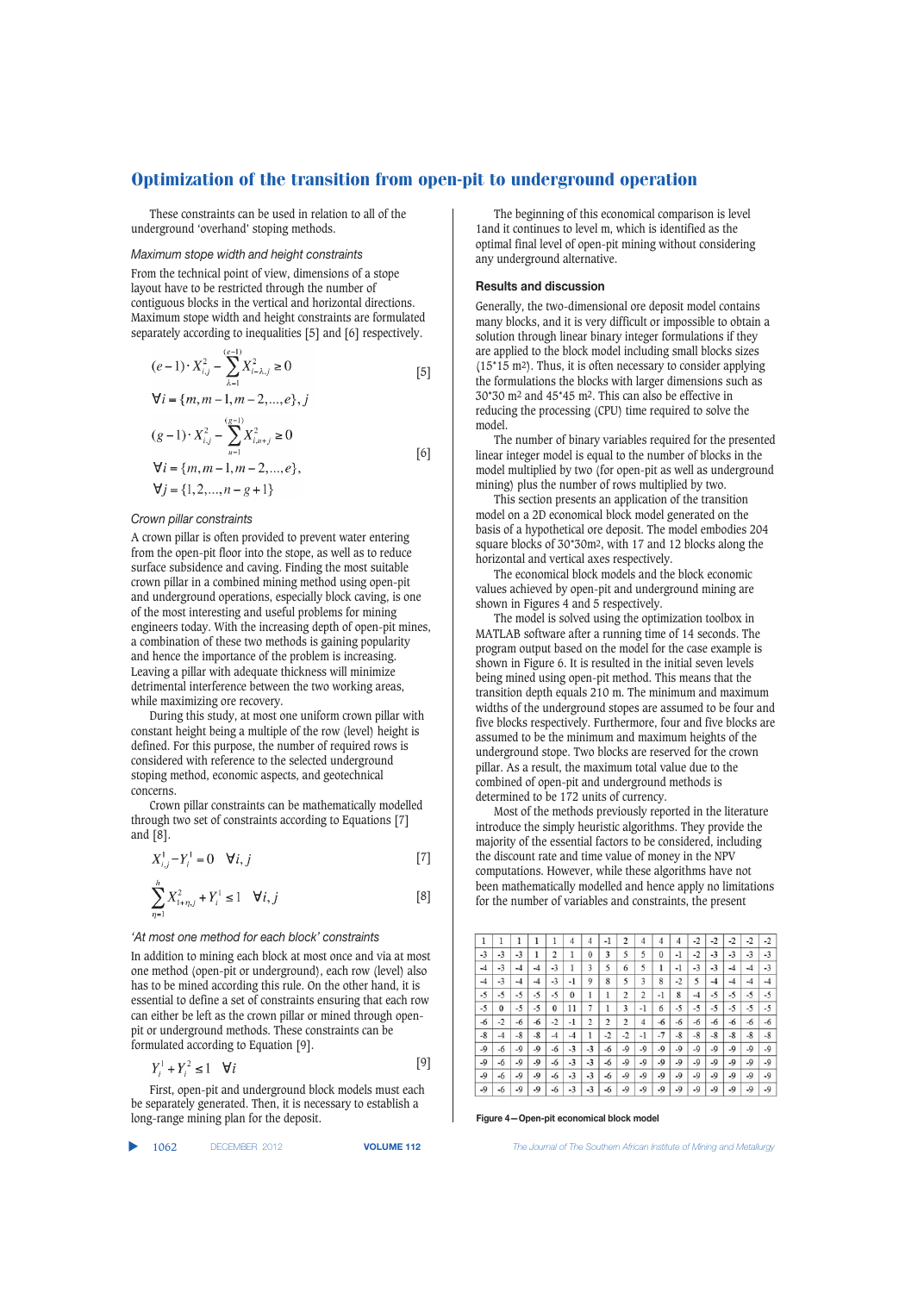These constraints can be used in relation to all of the underground 'overhand' stoping methods.

*Maximum stope width and height constraints*

From the technical point of view, dimensions of a stope layout have to be restricted through the number of contiguous blocks in the vertical and horizontal directions. Maximum stope width and height constraints are formulated separately according to inequalities [5] and [6] respectively.

$$(e-1)\cdot X_{i,j}^{2} - \sum_{\lambda=1}^{(e-1)} X_{i-\lambda,j}^{2} \geq 0 \qquad [5]$$

$$\forall i = \{m, m-1, m-2, ..., e\}, j$$

$$(g-1)\cdot X_{i,j}^{2} - \sum_{u=1}^{(g-1)} X_{i,u+j}^{2} \geq 0 \qquad [6]$$

$$\forall i = \{m, m-1, m-2, ..., e\},$$

$$\forall j = \{1, 2, ..., n-g+1\}$$

*Crown pillar constraints*

A crown pillar is often provided to prevent water entering from the open-pit floor into the stope, as well as to reduce surface subsidence and caving. Finding the most suitable crown pillar in a combined mining method using open-pit and underground operations, especially block caving, is one of the most interesting and useful problems for mining engineers today. With the increasing depth of open-pit mines, a combination of these two methods is gaining popularity and hence the importance of the problem is increasing. Leaving a pillar with adequate thickness will minimize detrimental interference between the two working areas, while maximizing ore recovery.

During this study, at most one uniform crown pillar with constant height being a multiple of the row (level) height is defined. For this purpose, the number of required rows is considered with reference to the selected underground stoping method, economic aspects, and geotechnical concerns.

Crown pillar constraints can be mathematically modelled through two set of constraints according to Equations [7] and [8].

$$X_{i,j}^{1} - Y_{i}^{1} = 0 \quad \forall i, j \qquad [7]$$

$$\sum_{\eta=1}^{h} X_{i+\eta,j}^{2} + Y_{i}^{1} \leq 1 \quad \forall i, j \qquad [8]$$

*'At most one method for each block' constraints*

In addition to mining each block at most once and via at most one method (open-pit or underground), each row (level) also has to be mined according this rule. On the other hand, it is essential to define a set of constraints ensuring that each row can either be left as the crown pillar or mined through open-pit or underground methods. These constraints can be formulated according to Equation [9].

$$Y_{i}^{1} + Y_{i}^{2} \leq 1 \quad \forall i \qquad [9]$$

First, open-pit and underground block models must each be separately generated. Then, it is necessary to establish a long-range mining plan for the deposit.

The beginning of this economical comparison is level 1and it continues to level m, which is identified as the optimal final level of open-pit mining without considering any underground alternative.

## Results and discussion

Generally, the two-dimensional ore deposit model contains many blocks, and it is very difficult or impossible to obtain a solution through linear binary integer formulations if they are applied to the block model including small blocks sizes (15*15 m2). Thus, it is often necessary to consider applying the formulations the blocks with larger dimensions such as 30*30 m2 and 45*45 m2. This can also be effective in reducing the processing (CPU) time required to solve the model.

The number of binary variables required for the presented linear integer model is equal to the number of blocks in the model multiplied by two (for open-pit as well as underground mining) plus the number of rows multiplied by two.

This section presents an application of the transition model on a 2D economical block model generated on the basis of a hypothetical ore deposit. The model embodies 204 square blocks of 30*30m2, with 17 and 12 blocks along the horizontal and vertical axes respectively.

The economical block models and the block economic values achieved by open-pit and underground mining are shown in Figures 4 and 5 respectively.

The model is solved using the optimization toolbox in MATLAB software after a running time of 14 seconds. The program output based on the model for the case example is shown in Figure 6. It is resulted in the initial seven levels being mined using open-pit method. This means that the transition depth equals 210 m. The minimum and maximum widths of the underground stopes are assumed to be four and five blocks respectively. Furthermore, four and five blocks are assumed to be the minimum and maximum heights of the underground stope. Two blocks are reserved for the crown pillar. As a result, the maximum total value due to the combined of open-pit and underground methods is determined to be 172 units of currency.

Most of the methods previously reported in the literature introduce the simply heuristic algorithms. They provide the majority of the essential factors to be considered, including the discount rate and time value of money in the NPV computations. However, while these algorithms have not been mathematically modelled and hence apply no limitations for the number of variables and constraints, the present

| | | | | | | | | | | | | | | | | |
|---|---|---|---|---|---|---|---|---|---|---|---|---|---|---|---|---|
| 1 | 1 | 1 | 1 | 1 | 4 | 4 | -1 | 2 | 4 | 4 | 4 | -2 | -2 | -2 | -2 | -2 |
| -3 | -3 | -3 | 1 | 2 | 1 | 0 | 3 | 5 | 5 | 0 | -1 | -2 | -3 | -3 | -3 | -3 |
| -4 | -3 | -4 | -4 | -3 | 1 | 3 | 5 | 6 | 5 | 1 | -1 | -3 | -3 | -4 | -4 | -3 |
| -4 | -3 | -4 | -4 | -3 | -1 | 9 | 8 | 5 | 3 | 8 | -2 | 5 | -4 | -4 | -4 | -4 |
| -5 | -5 | -5 | -5 | -5 | 0 | 1 | 1 | 2 | 2 | -1 | 8 | -4 | -5 | -5 | -5 | -5 |
| -5 | 0 | -5 | -5 | 0 | 11 | 7 | 1 | 3 | -1 | 6 | -5 | -5 | -5 | -5 | -5 | -5 |
| -6 | -2 | -6 | -6 | -2 | -1 | 2 | 2 | 2 | 4 | -6 | -6 | -6 | -6 | -6 | -6 | -6 |
| -8 | -4 | -8 | -8 | -4 | -4 | 1 | -2 | -2 | -1 | -7 | -8 | -8 | -8 | -8 | -8 | -8 |
| -9 | -6 | -9 | -9 | -6 | -3 | -3 | -6 | -9 | -9 | -9 | -9 | -9 | -9 | -9 | -9 | -9 |
| -9 | -6 | -9 | -9 | -6 | -3 | -3 | -6 | -9 | -9 | -9 | -9 | -9 | -9 | -9 | -9 | -9 |
| -9 | -6 | -9 | -9 | -6 | -3 | -3 | -6 | -9 | -9 | -9 | -9 | -9 | -9 | -9 | -9 | -9 |
| -9 | -6 | -9 | -9 | -6 | -3 | -3 | -6 | -9 | -9 | -9 | -9 | -9 | -9 | -9 | -9 | -9 |

**Figure 4—Open-pit economical block model**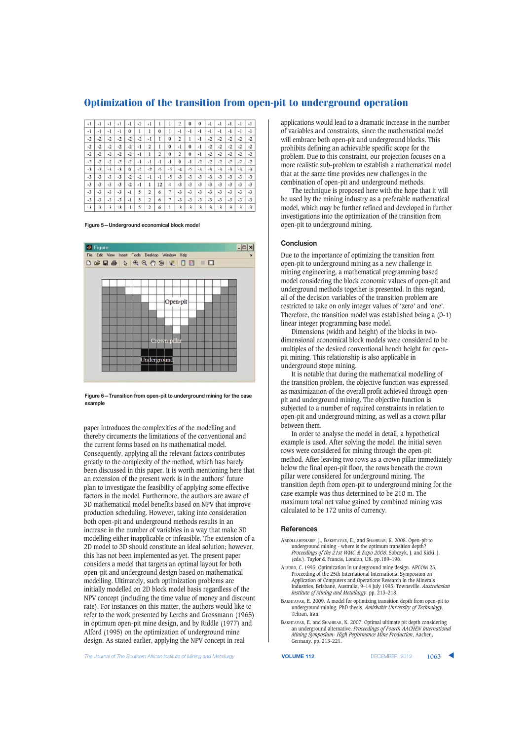# Optimization of the transition from open-pit to underground operation

| -1 | -1 | -1 | -1 | -1 | -2 | -1 | 1 | 1 | 2 | 0 | 0 | -1 | -1 | -1 | -1 | -1 |
|---|---|---|---|---|---|---|---|---|---|---|---|---|---|---|---|---|
| -1 | -1 | -1 | -1 | 0 | 1 | 1 | 0 | 1 | -1 | -1 | -1 | -1 | -1 | -1 | -1 | -1 |
| -2 | -2 | -2 | -2 | -2 | -2 | -1 | 1 | 0 | 2 | 1 | -1 | -2 | -2 | -2 | -2 | -2 |
| -2 | -2 | -2 | -2 | -2 | -1 | 2 | 1 | 0 | -1 | 0 | -1 | -2 | -2 | -2 | -2 | -2 |
| -2 | -2 | -2 | -2 | -2 | -1 | 1 | 2 | 0 | 2 | 0 | -1 | -2 | -2 | -2 | -2 | -2 |
| -2 | -2 | -2 | -2 | -2 | -1 | -1 | -1 | -1 | 0 | -1 | -2 | -2 | -2 | -2 | -2 | -2 |
| -3 | -3 | -3 | -3 | 0 | -2 | -2 | -5 | -5 | -4 | -5 | -3 | -3 | -3 | -3 | -3 | -3 |
| -3 | -3 | -3 | -3 | -2 | -2 | -1 | -1 | -5 | -3 | -3 | -3 | -3 | -3 | -3 | -3 | -3 |
| -3 | -3 | -3 | -3 | -2 | -1 | 1 | 12 | 4 | -3 | -3 | -3 | -3 | -3 | -3 | -3 | -3 |
| -3 | -3 | -3 | -3 | -1 | 5 | 2 | 6 | 7 | -3 | -3 | -3 | -3 | -3 | -3 | -3 | -3 |
| -3 | -3 | -3 | -3 | -1 | 5 | 2 | 6 | 7 | -3 | -3 | -3 | -3 | -3 | -3 | -3 | -3 |
| -3 | -3 | -3 | -3 | -1 | 5 | 2 | 6 | 1 | -3 | -3 | -3 | -3 | -3 | -3 | -3 | -3 |

**Figure 5—Underground economical block model**

**Figure 6—Transition from open-pit to underground mining for the case example**

paper introduces the complexities of the modelling and thereby circumvents the limitations of the conventional and the current forms based on its mathematical model. Consequently, applying all the relevant factors contributes greatly to the complexity of the method, which has barely been discussed in this paper. It is worth mentioning here that an extension of the present work is in the authors' future plan to investigate the feasibility of applying some effective factors in the model. Furthermore, the authors are aware of 3D mathematical model benefits based on NPV that improve production scheduling. However, taking into consideration both open-pit and underground methods results in an increase in the number of variables in a way that make 3D modelling either inapplicable or infeasible. The extension of a 2D model to 3D should constitute an ideal solution; however, this has not been implemented as yet. The present paper considers a model that targets an optimal layout for both open-pit and underground design based on mathematical modelling. Ultimately, such optimization problems are initially modelled on 2D block model basis regardless of the NPV concept (including the time value of money and discount rate). For instances on this matter, the authors would like to refer to the work presented by Lerchs and Grossmann (1965) in optimum open-pit mine design, and by Riddle (1977) and Alford (1995) on the optimization of underground mine design. As stated earlier, applying the NPV concept in real applications would lead to a dramatic increase in the number of variables and constraints, since the mathematical model will embrace both open-pit and underground blocks. This prohibits defining an achievable specific scope for the problem. Due to this constraint, our projection focuses on a more realistic sub-problem to establish a mathematical model that at the same time provides new challenges in the combination of open-pit and underground methods.

The technique is proposed here with the hope that it will be used by the mining industry as a preferable mathematical model, which may be further refined and developed in further investigations into the optimization of the transition from open-pit to underground mining.

## Conclusion

Due to the importance of optimizing the transition from open-pit to underground mining as a new challenge in mining engineering, a mathematical programming based model considering the block economic values of open-pit and underground methods together is presented. In this regard, all of the decision variables of the transition problem are restricted to take on only integer values of 'zero' and 'one'. Therefore, the transition model was established being a (0-1) linear integer programming base model.

Dimensions (width and height) of the blocks in two-dimensional economical block models were considered to be multiples of the desired conventional bench height for open-pit mining. This relationship is also applicable in underground stope mining.

It is notable that during the mathematical modelling of the transition problem, the objective function was expressed as maximization of the overall profit achieved through open-pit and underground mining. The objective function is subjected to a number of required constraints in relation to open-pit and underground mining, as well as a crown pillar between them.

In order to analyse the model in detail, a hypothetical example is used. After solving the model, the initial seven rows were considered for mining through the open-pit method. After leaving two rows as a crown pillar immediately below the final open-pit floor, the rows beneath the crown pillar were considered for underground mining. The transition depth from open-pit to underground mining for the case example was thus determined to be 210 m. The maximum total net value gained by combined mining was calculated to be 172 units of currency.

## References

Abdollahisharif, J., Bakhtavar, E., and Shahriar, K. 2008. Open-pit to underground mining - where is the optimum transition depth? *Proceedings of the 21st WMC & Expo 2008*. Sobczyk, J. and Kicki, J. (eds.). Taylor & Francis, London, UK. pp.189–196.

Alford, C. 1995. Optimization in underground mine design. APCOM 25. Proceeding of the 25th International International Symposium on Application of Computers and Operations Research in the Minerals Industries, Brisbane, Australia, 9–14 July 1995. Townsville. *Australasian Institute of Mining and Metallurgy*. pp. 213–218.

Bakhtavar, E. 2009. A model for optimizing transition depth from open-pit to underground mining. PhD thesis, *Amirkabir University of Technology*, Tehran, Iran.

Bakhtavar, E. and Shahriar, K. 2007. Optimal ultimate pit depth considering an underground alternative. *Proceedings of Fourth AACHEN International Mining Symposium- High Performance Mine Production*, Aachen, Germany. pp. 213-221.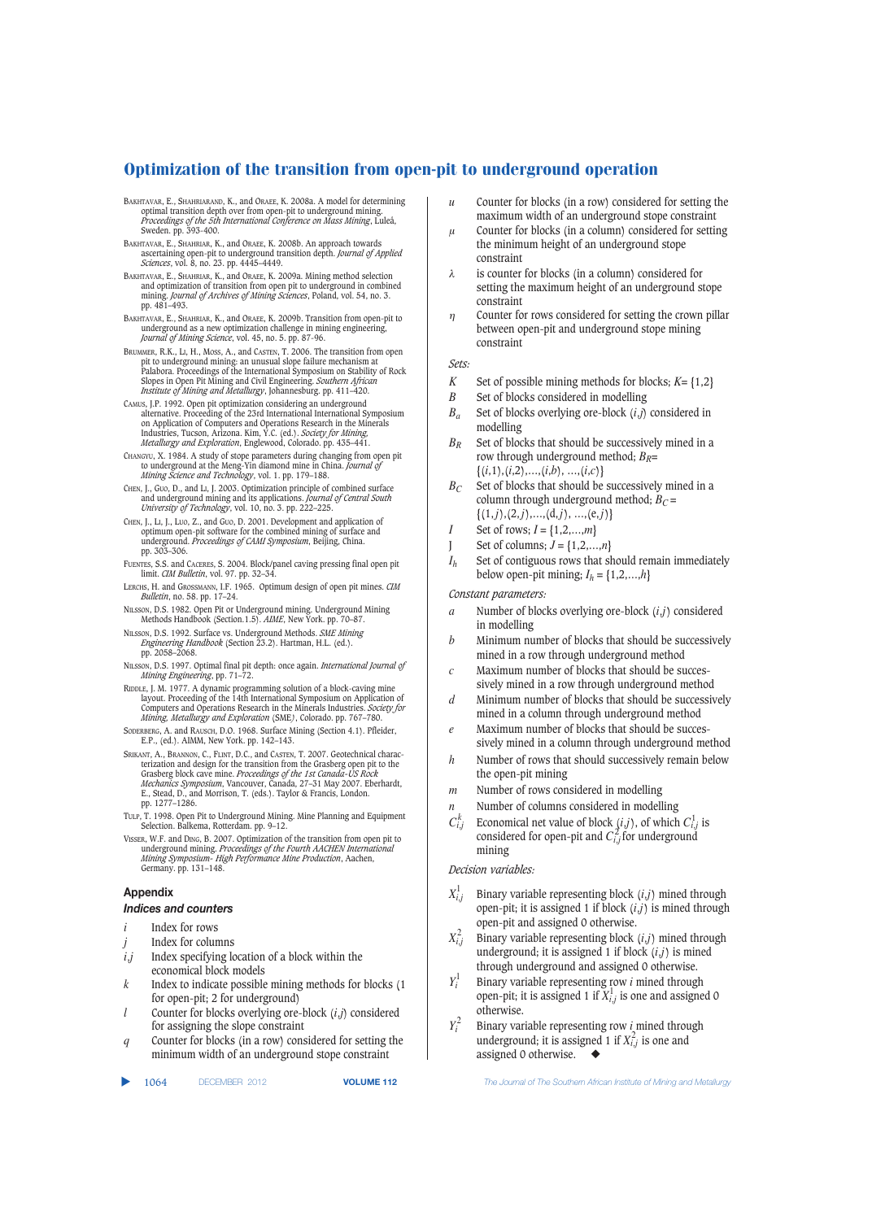BAKHTAVAR, E., SHAHRIARAND, K., and ORAEE, K. 2008a. A model for determining optimal transition depth over from open-pit to underground mining. *Proceedings of the 5th International Conference on Mass Mining*, Luleå, Sweden. pp. 393–400.

BAKHTAVAR, E., SHAHRIAR, K., and ORAEE, K. 2008b. An approach towards ascertaining open-pit to underground transition depth. *Journal of Applied Sciences*, vol. 8, no. 23. pp. 4445–4449.

BAKHTAVAR, E., SHAHRIAR, K., and ORAEE, K. 2009a. Mining method selection and optimization of transition from open pit to underground in combined mining. *Journal of Archives of Mining Sciences*, Poland, vol. 54, no. 3. pp. 481–493.

BAKHTAVAR, E., SHAHRIAR, K., and ORAEE, K. 2009b. Transition from open-pit to underground as a new optimization challenge in mining engineering, *Journal of Mining Science*, vol. 45, no. 5. pp. 87-96.

BRUMMER, R.K., LI, H., MOSS, A., and CASTEN, T. 2006. The transition from open pit to underground mining: an unusual slope failure mechanism at Palabora. Proceedings of the International Symposium on Stability of Rock Slopes in Open Pit Mining and Civil Engineering. *Southern African Institute of Mining and Metallurgy*, Johannesburg. pp. 411–420.

CAMUS, J.P. 1992. Open pit optimization considering an underground alternative. Proceeding of the 23rd International International Symposium on Application of Computers and Operations Research in the Minerals Industries, Tucson, Arizona. Kim, Y.C. (ed.). *Society for Mining, Metallurgy and Exploration*, Englewood, Colorado. pp. 435–441.

CHANGYU, X. 1984. A study of stope parameters during changing from open pit to underground at the Meng-Yin diamond mine in China. *Journal of Mining Science and Technology*, vol. 1. pp. 179–188.

CHEN, J., GUO, D., and LI, J. 2003. Optimization principle of combined surface and underground mining and its applications. *Journal of Central South University of Technology*, vol. 10, no. 3. pp. 222–225.

CHEN, J., LI, J., LUO, Z., and GUO, D. 2001. Development and application of optimum open-pit software for the combined mining of surface and underground. *Proceedings of CAMI Symposium*, Beijing, China. pp. 303–306.

FUENTES, S.S. and CACERES, S. 2004. Block/panel caving pressing final open pit limit. *CIM Bulletin*, vol. 97. pp. 32–34.

LERCHS, H. and GROSSMANN, I.F. 1965. Optimum design of open pit mines. *CIM Bulletin*, no. 58. pp. 17–24.

NILSSON, D.S. 1982. Open Pit or Underground mining. Underground Mining Methods Handbook (Section.1.5). *AIME*, New York. pp. 70–87.

NILSSON, D.S. 1992. Surface vs. Underground Methods. *SME Mining Engineering Handbook* (Section 23.2). Hartman, H.L. (ed.). pp. 2058–2068.

NILSSON, D.S. 1997. Optimal final pit depth: once again. *International Journal of Mining Engineering*, pp. 71–72.

RIDDLE, J. M. 1977. A dynamic programming solution of a block-caving mine layout. Proceeding of the 14th International Symposium on Application of Computers and Operations Research in the Minerals Industries. *Society for Mining, Metallurgy and Exploration* (SME), Colorado. pp. 767–780.

SODERBERG, A. and RAUSCH, D.O. 1968. Surface Mining (Section 4.1). Pfleider, E.P., (ed.). AIMM, New York. pp. 142–143.

SRIKANT, A., BRANNON, C., FLINT, D.C., and CASTEN, T. 2007. Geotechnical characterization and design for the transition from the Grasberg open pit to the Grasberg block cave mine. *Proceedings of the 1st Canada-US Rock Mechanics Symposium*, Vancouver, Canada, 27–31 May 2007. Eberhardt, E., Stead, D., and Morrison, T. (eds.). Taylor & Francis, London. pp. 1277–1286.

TULP, T. 1998. Open Pit to Underground Mining. Mine Planning and Equipment Selection. Balkema, Rotterdam. pp. 9–12.

VISSER, W.F. and DING, B. 2007. Optimization of the transition from open pit to underground mining. *Proceedings of the Fourth AACHEN International Mining Symposium- High Performance Mine Production*, Aachen, Germany. pp. 131–148.

## Appendix

### *Indices and counters*

- $i$ — Index for rows
- $j$ — Index for columns
- $i,j$ — Index specifying location of a block within the economical block models
- $k$ — Index to indicate possible mining methods for blocks (1 for open-pit; 2 for underground)
- $l$ — Counter for blocks overlying ore-block $(i,j)$ considered for assigning the slope constraint
- $q$ — Counter for blocks (in a row) considered for setting the minimum width of an underground stope constraint
- $u$ — Counter for blocks (in a row) considered for setting the maximum width of an underground stope constraint
- $\mu$ — Counter for blocks (in a column) considered for setting the minimum height of an underground stope constraint
- $\lambda$ — is counter for blocks (in a column) considered for setting the maximum height of an underground stope constraint
- $\eta$ — Counter for rows considered for setting the crown pillar between open-pit and underground stope mining constraint

*Sets:*

- $K$ — Set of possible mining methods for blocks; $K = \{1,2\}$
- $B$ — Set of blocks considered in modelling
- $B_a$ — Set of blocks overlying ore-block $(i,j)$ considered in modelling
- $B_R$ — Set of blocks that should be successively mined in a row through underground method; $B_R = \{(i,1),(i,2),...,(i,b), ...,(i,c)\}$
- $B_C$ — Set of blocks that should be successively mined in a column through underground method; $B_C = \{(1,j),(2,j),...,(d,j), ...,(e,j)\}$
- $I$ — Set of rows; $I = \{1,2,...,m\}$
- $J$ — Set of columns; $J = \{1,2,...,n\}$
- $I_h$ — Set of contiguous rows that should remain immediately below open-pit mining; $I_h = \{1,2,...,h\}$

*Constant parameters:*

- $a$ — Number of blocks overlying ore-block $(i,j)$ considered in modelling
- $b$ — Minimum number of blocks that should be successively mined in a row through underground method
- $c$ — Maximum number of blocks that should be successively mined in a row through underground method
- $d$ — Minimum number of blocks that should be successively mined in a column through underground method
- $e$ — Maximum number of blocks that should be successively mined in a column through underground method
- $h$ — Number of rows that should successively remain below the open-pit mining
- $m$ — Number of rows considered in modelling
- $n$ — Number of columns considered in modelling
- $C_{i,j}^k$ — Economical net value of block $(i,j)$, of which $C_{i,j}^1$ is considered for open-pit and $C_{i,j}^2$ for underground mining

*Decision variables:*

- $X_{i,j}^1$ — Binary variable representing block $(i,j)$ mined through open-pit; it is assigned 1 if block $(i,j)$ is mined through open-pit and assigned 0 otherwise.
- $X_{i,j}^2$ — Binary variable representing block $(i,j)$ mined through underground; it is assigned 1 if block $(i,j)$ is mined through underground and assigned 0 otherwise.
- $Y_i^1$ — Binary variable representing row $i$ mined through open-pit; it is assigned 1 if $X_{i,j}^1$ is one and assigned 0 otherwise.
- $Y_i^2$ — Binary variable representing row $i$ mined through underground; it is assigned 1 if $X_{i,j}^2$ is one and assigned 0 otherwise. ◆